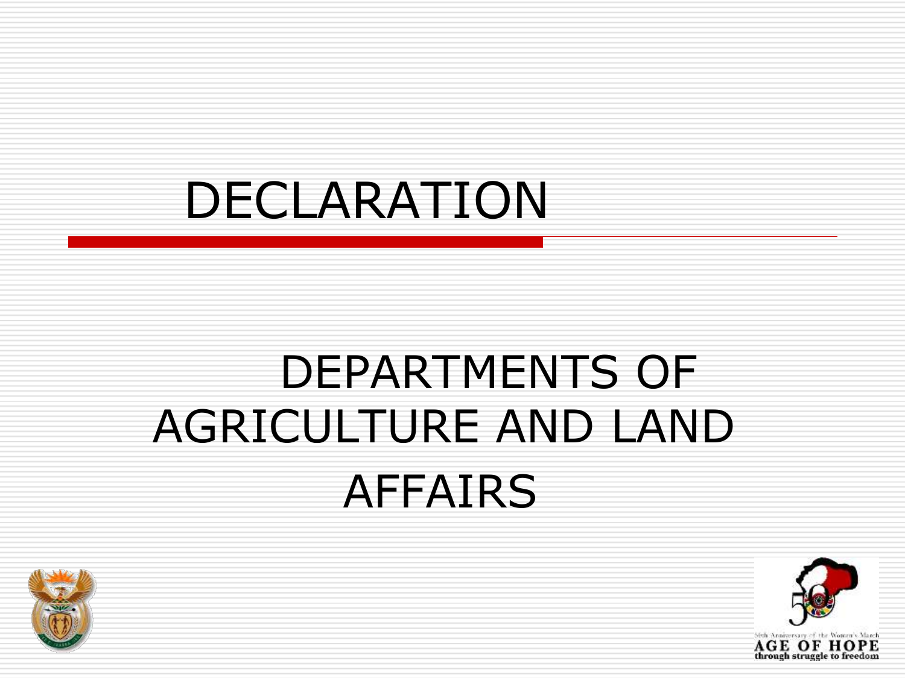# DECLARATION

## DEPARTMENTS OF AGRICULTURE AND LAND AFFAIRS

50th Anniversary of the Women's March

AGE OF HOPE

through struggle to freedom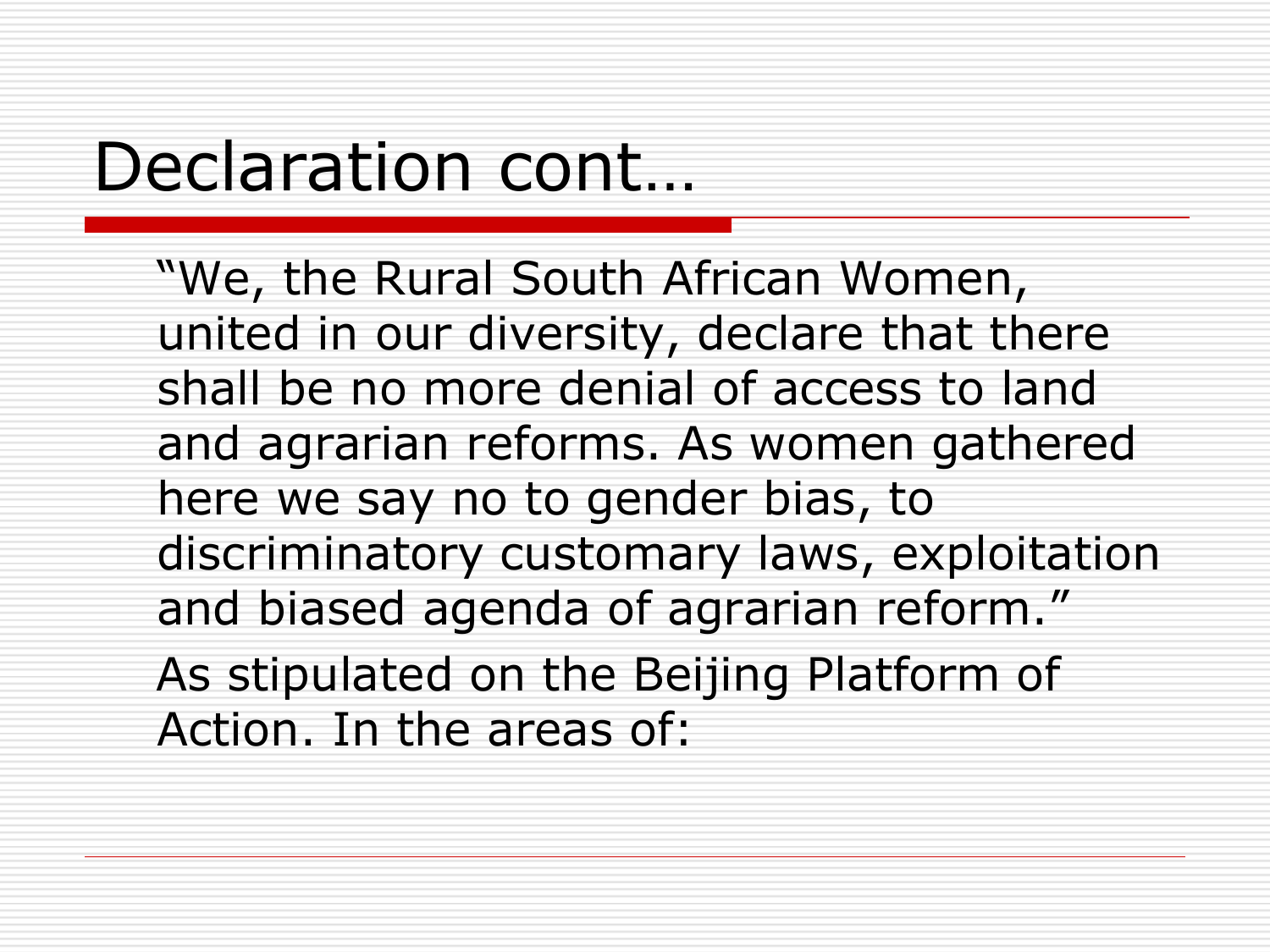# Declaration cont…

"We, the Rural South African Women, united in our diversity, declare that there shall be no more denial of access to land and agrarian reforms. As women gathered here we say no to gender bias, to discriminatory customary laws, exploitation and biased agenda of agrarian reform."

As stipulated on the Beijing Platform of Action. In the areas of: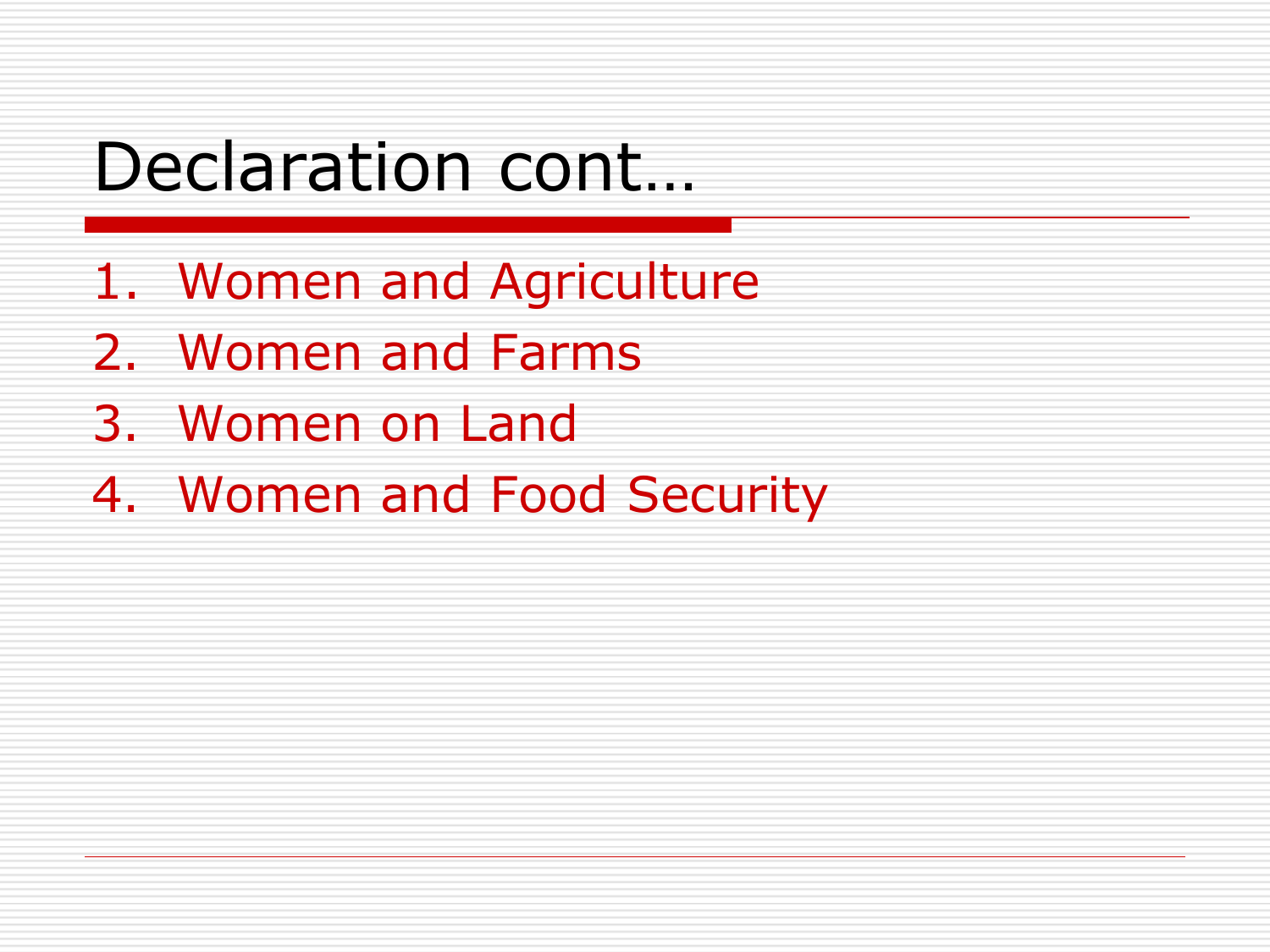# Declaration cont…

1. Women and Agriculture
2. Women and Farms
3. Women on Land
4. Women and Food Security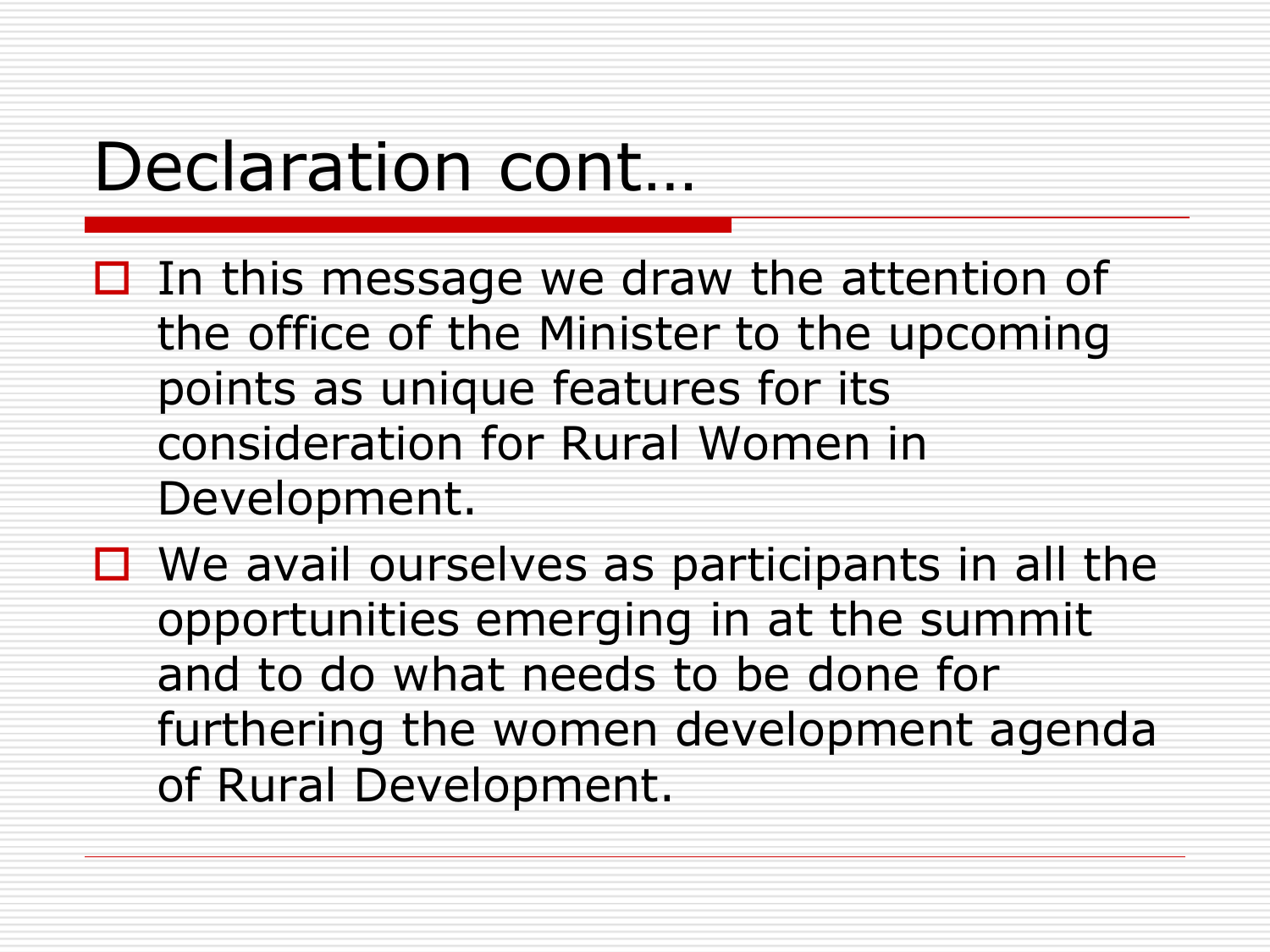# Declaration cont…

- In this message we draw the attention of the office of the Minister to the upcoming points as unique features for its consideration for Rural Women in Development.
- We avail ourselves as participants in all the opportunities emerging in at the summit and to do what needs to be done for furthering the women development agenda of Rural Development.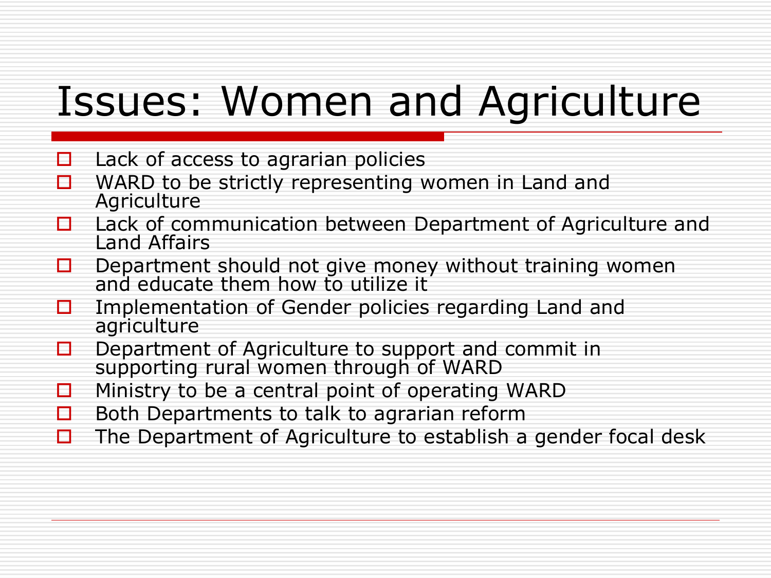# Issues: Women and Agriculture

- Lack of access to agrarian policies
- WARD to be strictly representing women in Land and Agriculture
- Lack of communication between Department of Agriculture and Land Affairs
- Department should not give money without training women and educate them how to utilize it
- Implementation of Gender policies regarding Land and agriculture
- Department of Agriculture to support and commit in supporting rural women through of WARD
- Ministry to be a central point of operating WARD
- Both Departments to talk to agrarian reform
- The Department of Agriculture to establish a gender focal desk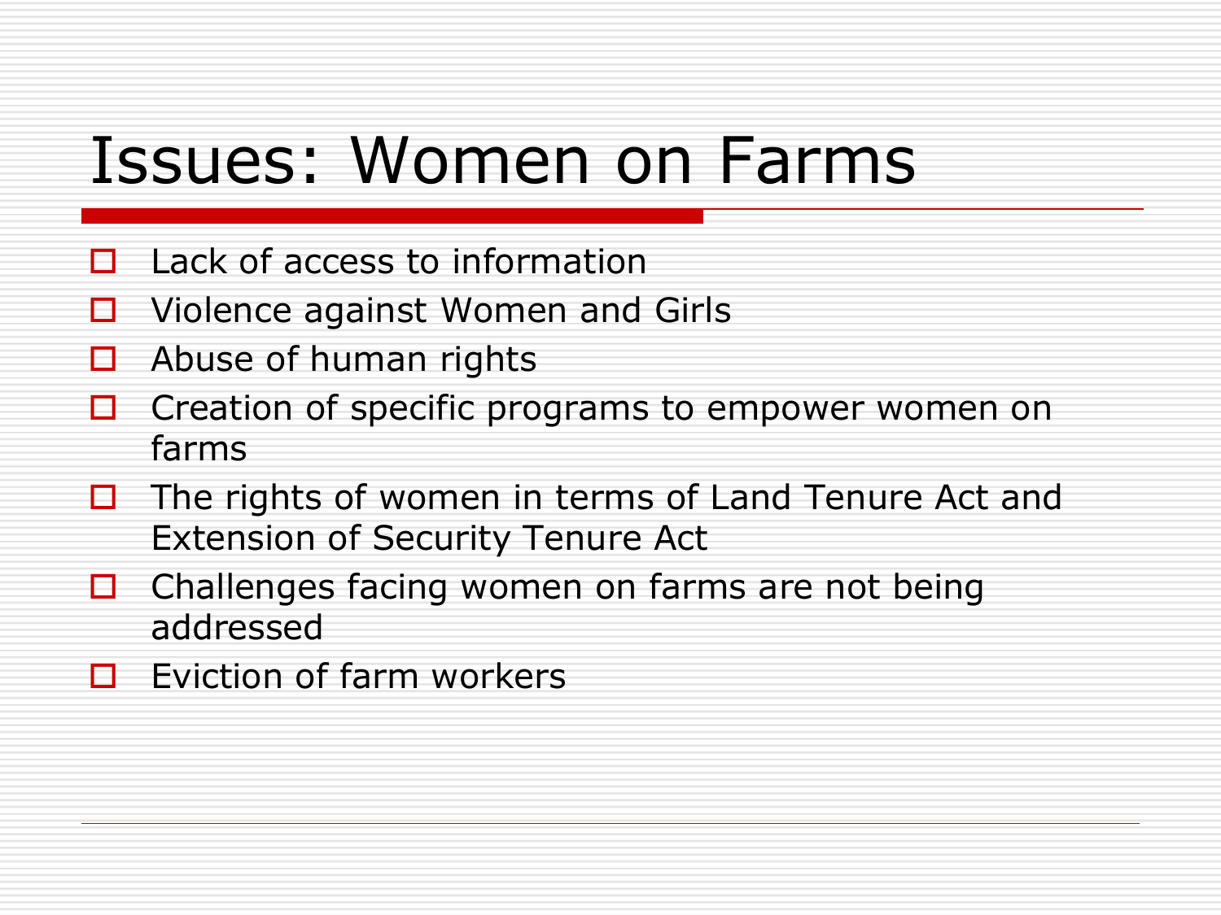# Issues: Women on Farms

- Lack of access to information
- Violence against Women and Girls
- Abuse of human rights
- Creation of specific programs to empower women on farms
- The rights of women in terms of Land Tenure Act and Extension of Security Tenure Act
- Challenges facing women on farms are not being addressed
- Eviction of farm workers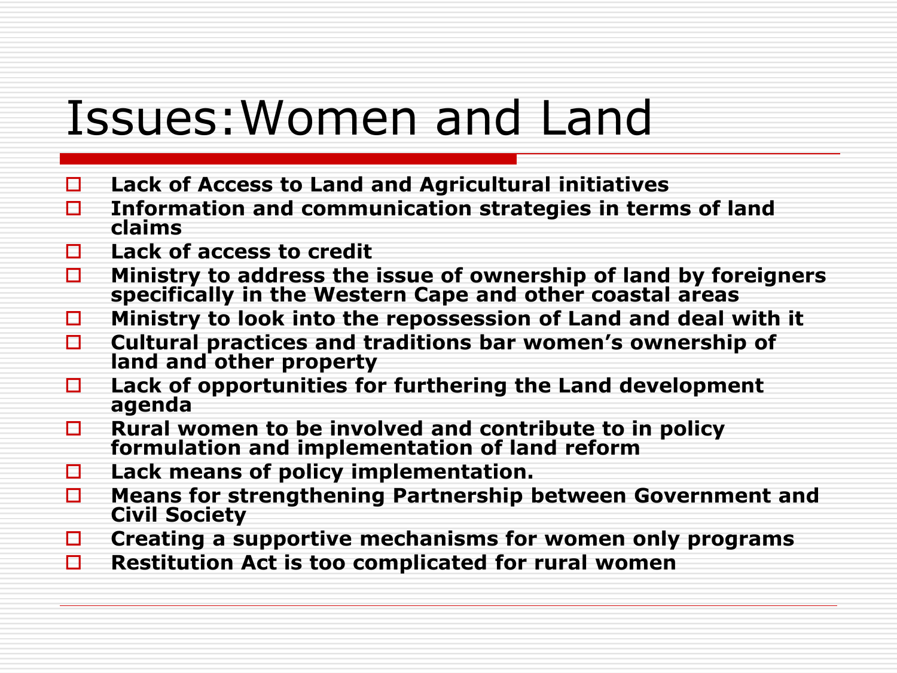# Issues: Women and Land

- **Lack of Access to Land and Agricultural initiatives**
- **Information and communication strategies in terms of land claims**
- **Lack of access to credit**
- **Ministry to address the issue of ownership of land by foreigners specifically in the Western Cape and other coastal areas**
- **Ministry to look into the repossession of Land and deal with it**
- **Cultural practices and traditions bar women's ownership of land and other property**
- **Lack of opportunities for furthering the Land development agenda**
- **Rural women to be involved and contribute to in policy formulation and implementation of land reform**
- **Lack means of policy implementation.**
- **Means for strengthening Partnership between Government and Civil Society**
- **Creating a supportive mechanisms for women only programs**
- **Restitution Act is too complicated for rural women**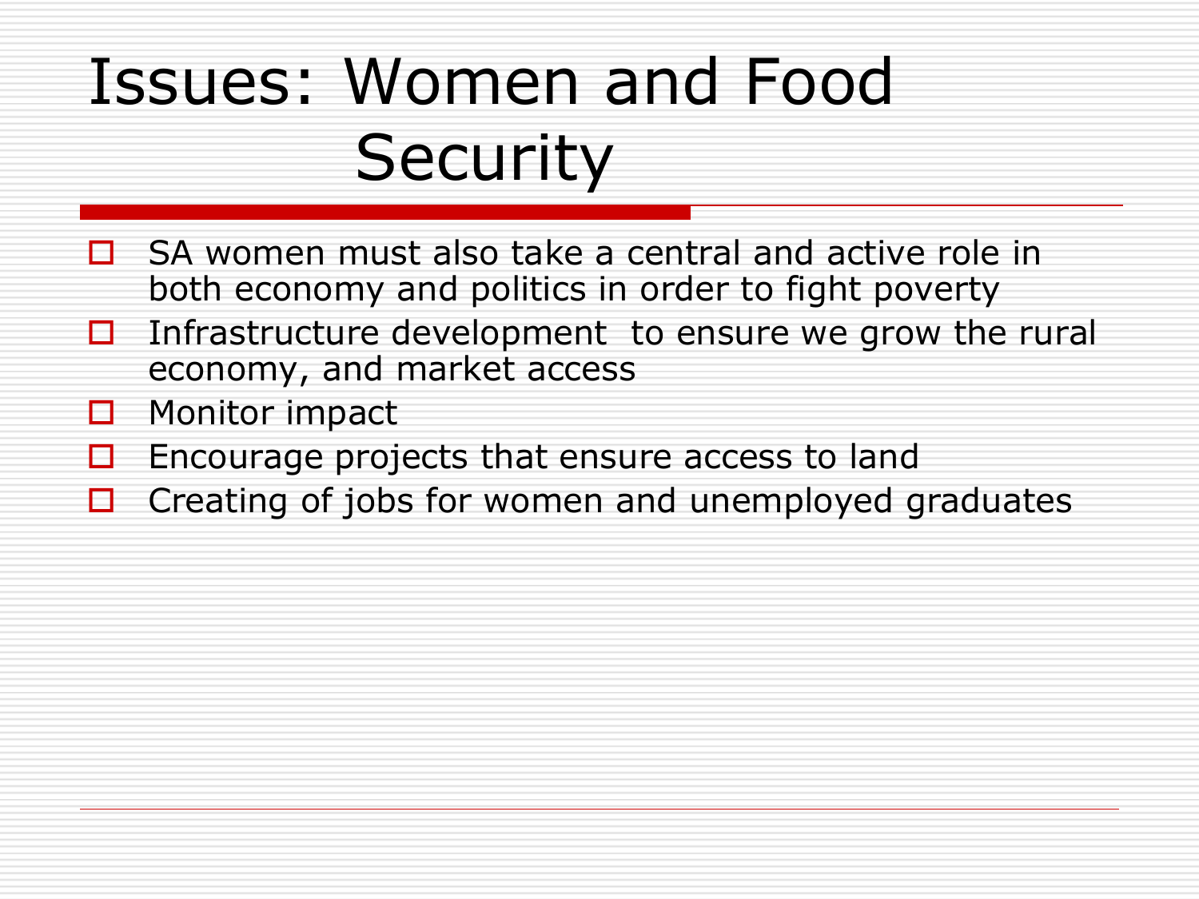# Issues: Women and Food Security

- SA women must also take a central and active role in both economy and politics in order to fight poverty
- Infrastructure development to ensure we grow the rural economy, and market access
- Monitor impact
- Encourage projects that ensure access to land
- Creating of jobs for women and unemployed graduates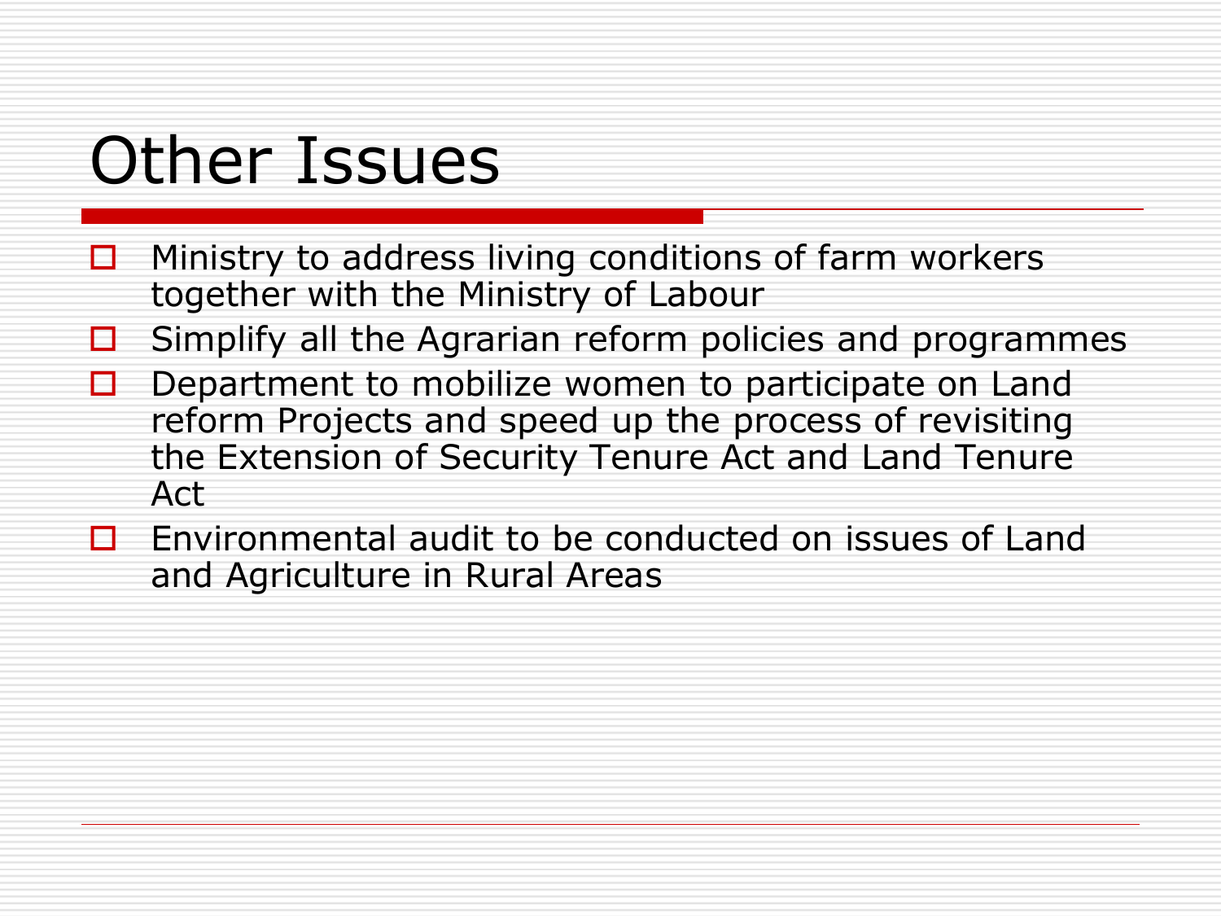# Other Issues

- Ministry to address living conditions of farm workers together with the Ministry of Labour
- Simplify all the Agrarian reform policies and programmes
- Department to mobilize women to participate on Land reform Projects and speed up the process of revisiting the Extension of Security Tenure Act and Land Tenure Act
- Environmental audit to be conducted on issues of Land and Agriculture in Rural Areas